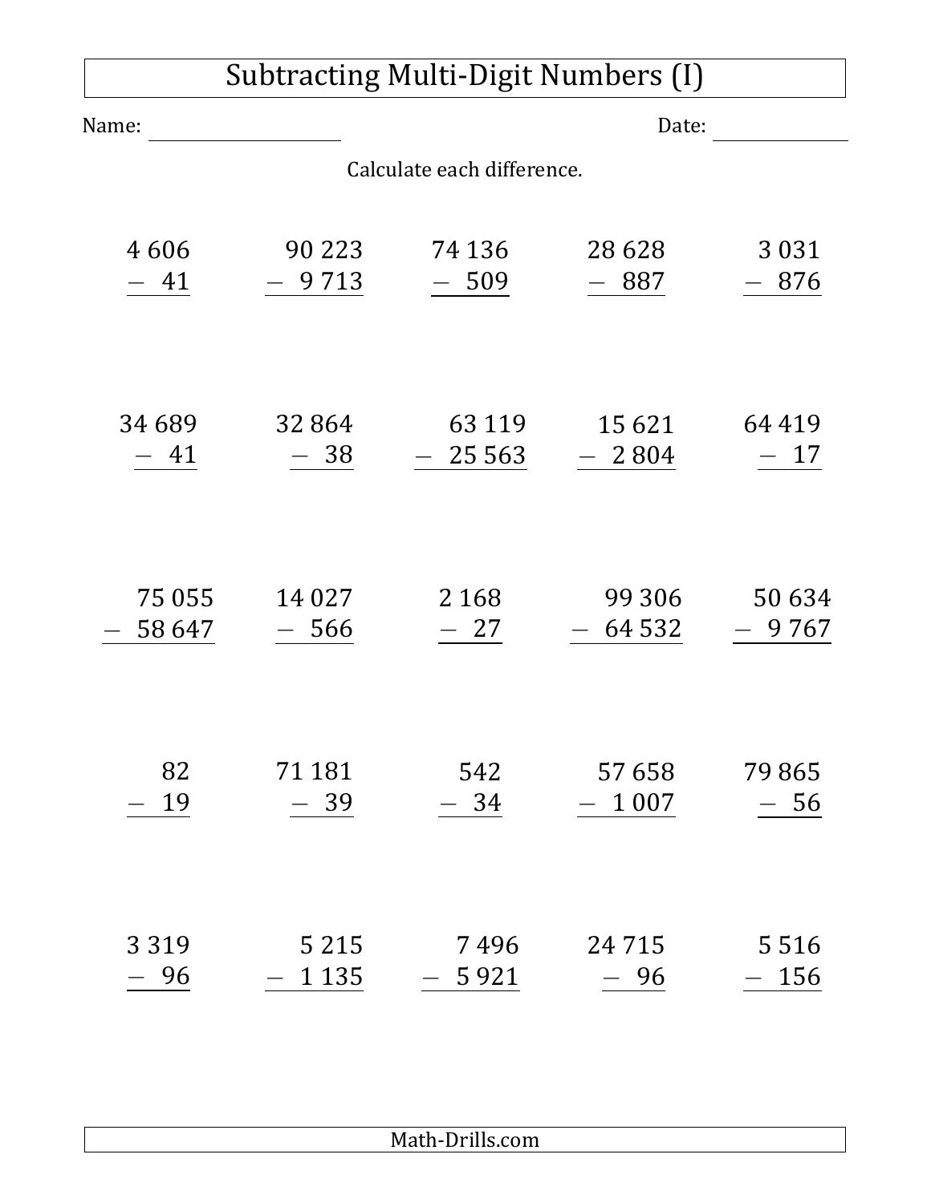# Subtracting Multi-Digit Numbers (I)

Name: ____________________ Date: ______________

Calculate each difference.

| | | | | |
|---|---|---|---|---|
| 4 606 − 41 | 90 223 − 9 713 | 74 136 − 509 | 28 628 − 887 | 3 031 − 876 |
| 34 689 − 41 | 32 864 − 38 | 63 119 − 25 563 | 15 621 − 2 804 | 64 419 − 17 |
| 75 055 − 58 647 | 14 027 − 566 | 2 168 − 27 | 99 306 − 64 532 | 50 634 − 9 767 |
| 82 − 19 | 71 181 − 39 | 542 − 34 | 57 658 − 1 007 | 79 865 − 56 |
| 3 319 − 96 | 5 215 − 1 135 | 7 496 − 5 921 | 24 715 − 96 | 5 516 − 156 |

Math-Drills.com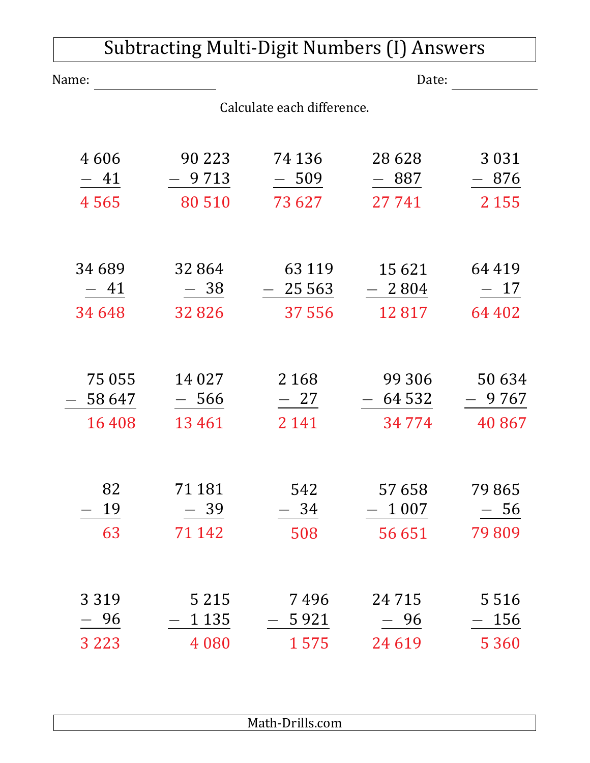# Subtracting Multi-Digit Numbers (I) Answers

Name: ____________________ Date: ______________

Calculate each difference.

| | | | | |
|---|---|---|---|---|
| 4 606 − 41 = 4 565 | 90 223 − 9 713 = 80 510 | 74 136 − 509 = 73 627 | 28 628 − 887 = 27 741 | 3 031 − 876 = 2 155 |
| 34 689 − 41 = 34 648 | 32 864 − 38 = 32 826 | 63 119 − 25 563 = 37 556 | 15 621 − 2 804 = 12 817 | 64 419 − 17 = 64 402 |
| 75 055 − 58 647 = 16 408 | 14 027 − 566 = 13 461 | 2 168 − 27 = 2 141 | 99 306 − 64 532 = 34 774 | 50 634 − 9 767 = 40 867 |
| 82 − 19 = 63 | 71 181 − 39 = 71 142 | 542 − 34 = 508 | 57 658 − 1 007 = 56 651 | 79 865 − 56 = 79 809 |
| 3 319 − 96 = 3 223 | 5 215 − 1 135 = 4 080 | 7 496 − 5 921 = 1 575 | 24 715 − 96 = 24 619 | 5 516 − 156 = 5 360 |

Math-Drills.com